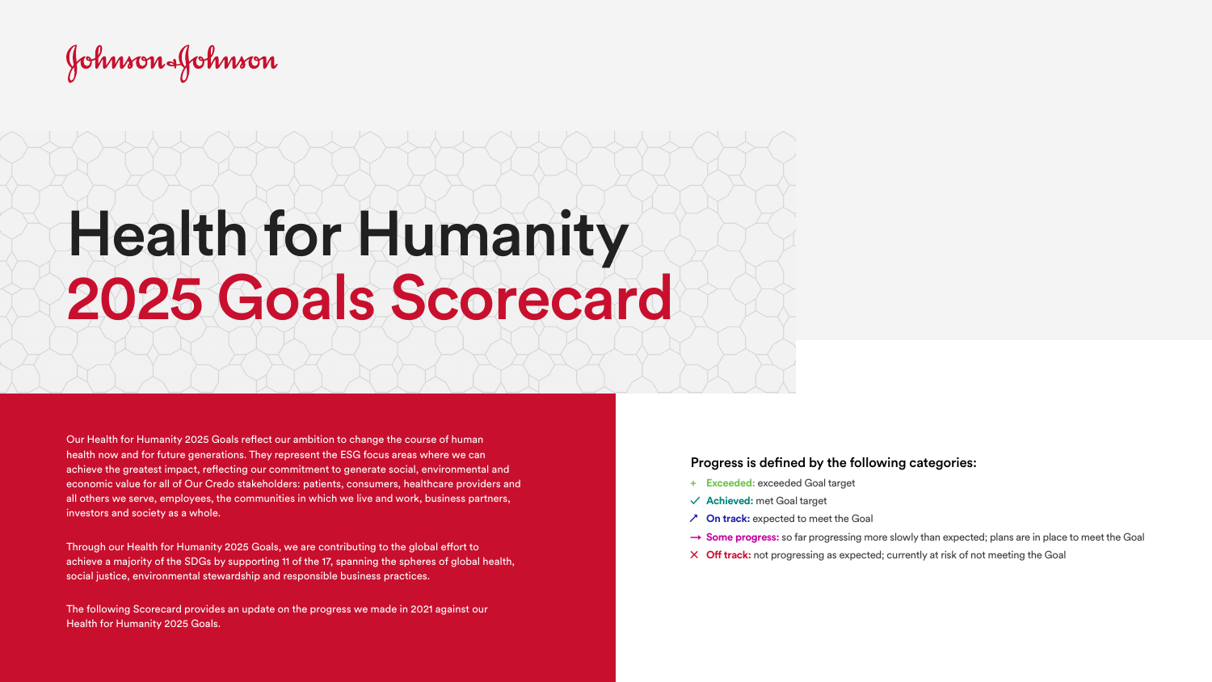Johnson & Johnson

# Health for Humanity
# 2025 Goals Scorecard

Our Health for Humanity 2025 Goals reflect our ambition to change the course of human health now and for future generations. They represent the ESG focus areas where we can achieve the greatest impact, reflecting our commitment to generate social, environmental and economic value for all of Our Credo stakeholders: patients, consumers, healthcare providers and all others we serve, employees, the communities in which we live and work, business partners, investors and society as a whole.

Through our Health for Humanity 2025 Goals, we are contributing to the global effort to achieve a majority of the SDGs by supporting 11 of the 17, spanning the spheres of global health, social justice, environmental stewardship and responsible business practices.

The following Scorecard provides an update on the progress we made in 2021 against our Health for Humanity 2025 Goals.

**Progress is defined by the following categories:**

- + **Exceeded:** exceeded Goal target
- ✓ **Achieved:** met Goal target
- ↗ **On track:** expected to meet the Goal
- → **Some progress:** so far progressing more slowly than expected; plans are in place to meet the Goal
- ✕ **Off track:** not progressing as expected; currently at risk of not meeting the Goal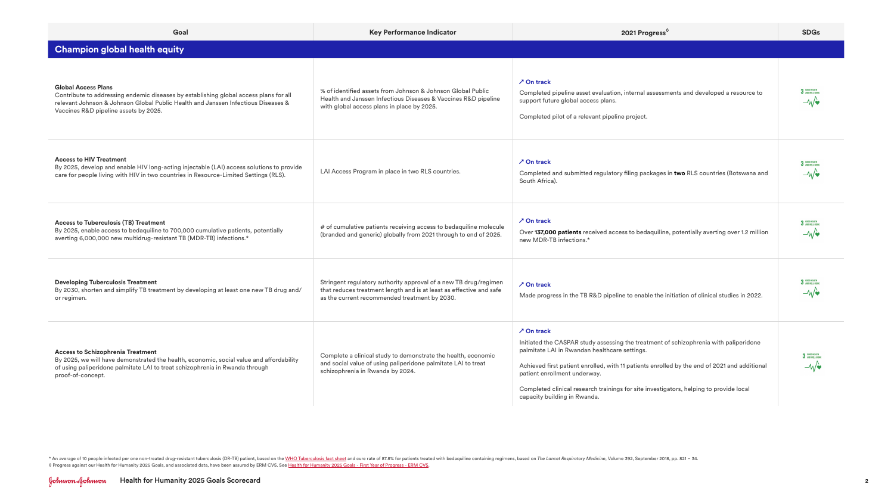| Goal | Key Performance Indicator | 2021 Progress◊ | SDGs |
|---|---|---|---|
| **Champion global health equity** | | | |
| **Global Access Plans**<br>Contribute to addressing endemic diseases by establishing global access plans for all relevant Johnson & Johnson Global Public Health and Janssen Infectious Diseases & Vaccines R&D pipeline assets by 2025. | % of identified assets from Johnson & Johnson Global Public Health and Janssen Infectious Diseases & Vaccines R&D pipeline with global access plans in place by 2025. | ↗ **On track**<br>Completed pipeline asset evaluation, internal assessments and developed a resource to support future global access plans.<br><br>Completed pilot of a relevant pipeline project. | 3 GOOD HEALTH AND WELL-BEING |
| **Access to HIV Treatment**<br>By 2025, develop and enable HIV long-acting injectable (LAI) access solutions to provide care for people living with HIV in two countries in Resource-Limited Settings (RLS). | LAI Access Program in place in two RLS countries. | ↗ **On track**<br>Completed and submitted regulatory filing packages in **two** RLS countries (Botswana and South Africa). | 3 GOOD HEALTH AND WELL-BEING |
| **Access to Tuberculosis (TB) Treatment**<br>By 2025, enable access to bedaquiline to 700,000 cumulative patients, potentially averting 6,000,000 new multidrug-resistant TB (MDR-TB) infections.* | # of cumulative patients receiving access to bedaquiline molecule (branded and generic) globally from 2021 through to end of 2025. | ↗ **On track**<br>Over **137,000 patients** received access to bedaquiline, potentially averting over 1.2 million new MDR-TB infections.* | 3 GOOD HEALTH AND WELL-BEING |
| **Developing Tuberculosis Treatment**<br>By 2030, shorten and simplify TB treatment by developing at least one new TB drug and/or regimen. | Stringent regulatory authority approval of a new TB drug/regimen that reduces treatment length and is at least as effective and safe as the current recommended treatment by 2030. | ↗ **On track**<br>Made progress in the TB R&D pipeline to enable the initiation of clinical studies in 2022. | 3 GOOD HEALTH AND WELL-BEING |
| **Access to Schizophrenia Treatment**<br>By 2025, we will have demonstrated the health, economic, social value and affordability of using paliperidone palmitate LAI to treat schizophrenia in Rwanda through proof-of-concept. | Complete a clinical study to demonstrate the health, economic and social value of using paliperidone palmitate LAI to treat schizophrenia in Rwanda by 2024. | ↗ **On track**<br>Initiated the CASPAR study assessing the treatment of schizophrenia with paliperidone palmitate LAI in Rwandan healthcare settings.<br><br>Achieved first patient enrolled, with 11 patients enrolled by the end of 2021 and additional patient enrollment underway.<br><br>Completed clinical research trainings for site investigators, helping to provide local capacity building in Rwanda. | 3 GOOD HEALTH AND WELL-BEING |

* An average of 10 people infected per one non-treated drug-resistant tuberculosis (DR-TB) patient, based on the WHO Tuberculosis fact sheet and cure rate of 87.8% for patients treated with bedaquiline containing regimens, based on *The Lancet Respiratory Medicine*, Volume 392, September 2018, pp. 821 – 34.

◊ Progress against our Health for Humanity 2025 Goals, and associated data, have been assured by ERM CVS. See Health for Humanity 2025 Goals - First Year of Progress - ERM CVS.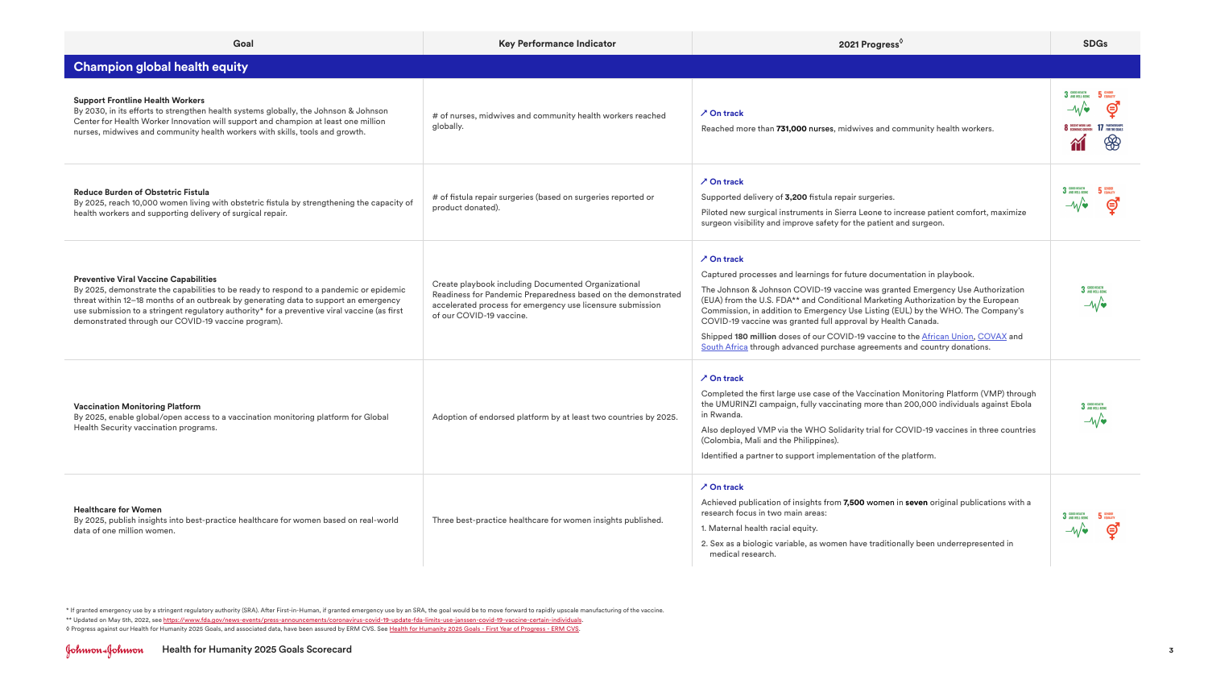| Goal | Key Performance Indicator | 2021 Progress◊ | SDGs |
|---|---|---|---|
| **Champion global health equity** | | | |
| **Support Frontline Health Workers**<br>By 2030, in its efforts to strengthen health systems globally, the Johnson & Johnson Center for Health Worker Innovation will support and champion at least one million nurses, midwives and community health workers with skills, tools and growth. | # of nurses, midwives and community health workers reached globally. | ↗ **On track**<br>Reached more than **731,000** nurses, midwives and community health workers. | 3 Good Health and Well-Being; 5 Gender Equality; 8 Decent Work and Economic Growth; 17 Partnerships for the Goals |
| **Reduce Burden of Obstetric Fistula**<br>By 2025, reach 10,000 women living with obstetric fistula by strengthening the capacity of health workers and supporting delivery of surgical repair. | # of fistula repair surgeries (based on surgeries reported or product donated). | ↗ **On track**<br>Supported delivery of **3,200** fistula repair surgeries.<br>Piloted new surgical instruments in Sierra Leone to increase patient comfort, maximize surgeon visibility and improve safety for the patient and surgeon. | 3 Good Health and Well-Being; 5 Gender Equality |
| **Preventive Viral Vaccine Capabilities**<br>By 2025, demonstrate the capabilities to be ready to respond to a pandemic or epidemic threat within 12–18 months of an outbreak by generating data to support an emergency use submission to a stringent regulatory authority* for a preventive viral vaccine (as first demonstrated through our COVID-19 vaccine program). | Create playbook including Documented Organizational Readiness for Pandemic Preparedness based on the demonstrated accelerated process for emergency use licensure submission of our COVID-19 vaccine. | ↗ **On track**<br>Captured processes and learnings for future documentation in playbook.<br>The Johnson & Johnson COVID-19 vaccine was granted Emergency Use Authorization (EUA) from the U.S. FDA** and Conditional Marketing Authorization by the European Commission, in addition to Emergency Use Listing (EUL) by the WHO. The Company's COVID-19 vaccine was granted full approval by Health Canada.<br>Shipped **180 million** doses of our COVID-19 vaccine to the African Union, COVAX and South Africa through advanced purchase agreements and country donations. | 3 Good Health and Well-Being |
| **Vaccination Monitoring Platform**<br>By 2025, enable global/open access to a vaccination monitoring platform for Global Health Security vaccination programs. | Adoption of endorsed platform by at least two countries by 2025. | ↗ **On track**<br>Completed the first large use case of the Vaccination Monitoring Platform (VMP) through the UMURINZI campaign, fully vaccinating more than 200,000 individuals against Ebola in Rwanda.<br>Also deployed VMP via the WHO Solidarity trial for COVID-19 vaccines in three countries (Colombia, Mali and the Philippines).<br>Identified a partner to support implementation of the platform. | 3 Good Health and Well-Being |
| **Healthcare for Women**<br>By 2025, publish insights into best-practice healthcare for women based on real-world data of one million women. | Three best-practice healthcare for women insights published. | ↗ **On track**<br>Achieved publication of insights from **7,500 women** in **seven** original publications with a research focus in two main areas:<br>1. Maternal health racial equity.<br>2. Sex as a biologic variable, as women have traditionally been underrepresented in medical research. | 3 Good Health and Well-Being; 5 Gender Equality |

\* If granted emergency use by a stringent regulatory authority (SRA). After First-in-Human, if granted emergency use by an SRA, the goal would be to move forward to rapidly upscale manufacturing of the vaccine.

** Updated on May 5th, 2022, see https://www.fda.gov/news-events/press-announcements/coronavirus-covid-19-update-fda-limits-use-janssen-covid-19-vaccine-certain-individuals.

◊ Progress against our Health for Humanity 2025 Goals, and associated data, have been assured by ERM CVS. See Health for Humanity 2025 Goals - First Year of Progress - ERM CVS.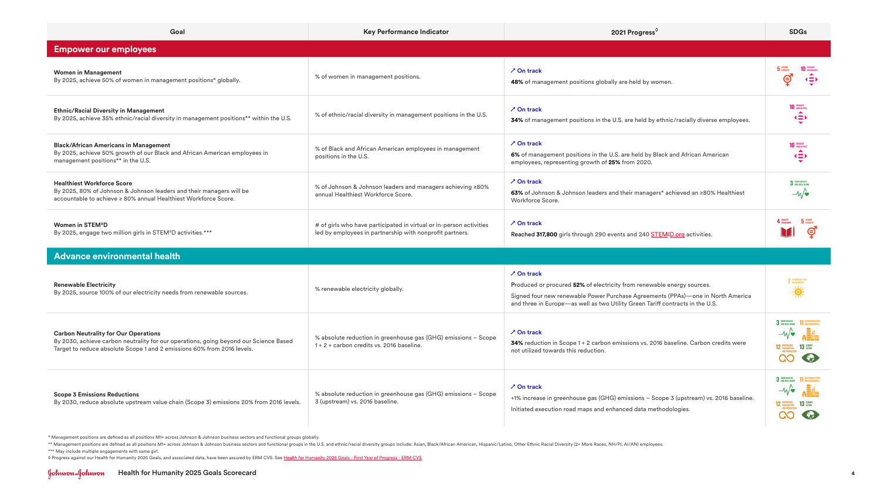| Goal | Key Performance Indicator | 2021 Progress◊ | SDGs |
|---|---|---|---|
| **Empower our employees** | | | |
| **Women in Management** By 2025, achieve 50% of women in management positions* globally. | % of women in management positions. | ↗ On track **48%** of management positions globally are held by women. | 5, 10 |
| **Ethnic/Racial Diversity in Management** By 2025, achieve 35% ethnic/racial diversity in management positions** within the U.S. | % of ethnic/racial diversity in management positions in the U.S. | ↗ On track **34%** of management positions in the U.S. are held by ethnic/racially diverse employees. | 10 |
| **Black/African Americans in Management** By 2025, achieve 50% growth of our Black and African American employees in management positions** in the U.S. | % of Black and African American employees in management positions in the U.S. | ↗ On track **6%** of management positions in the U.S. are held by Black and African American employees, representing growth of **25%** from 2020. | 10 |
| **Healthiest Workforce Score** By 2025, 80% of Johnson & Johnson leaders and their managers will be accountable to achieve ≥ 80% annual Healthiest Workforce Score. | % of Johnson & Johnson leaders and managers achieving ≥80% annual Healthiest Workforce Score. | ↗ On track **63%** of Johnson & Johnson leaders and their managers* achieved an ≥80% Healthiest Workforce Score. | 3 |
| **Women in STEM²D** By 2025, engage two million girls in STEM²D activities.*** | # of girls who have participated in virtual or in-person activities led by employees in partnership with nonprofit partners. | ↗ On track Reached **317,800** girls through 290 events and 240 STEM²D.org activities. | 4, 5 |
| **Advance environmental health** | | | |
| **Renewable Electricity** By 2025, source 100% of our electricity needs from renewable sources. | % renewable electricity globally. | ↗ On track Produced or procured **52%** of electricity from renewable energy sources. Signed four new renewable Power Purchase Agreements (PPAs)—one in North America and three in Europe—as well as two Utility Green Tariff contracts in the U.S. | 7 |
| **Carbon Neutrality for Our Operations** By 2030, achieve carbon neutrality for our operations, going beyond our Science Based Target to reduce absolute Scope 1 and 2 emissions 60% from 2016 levels. | % absolute reduction in greenhouse gas (GHG) emissions – Scope 1 + 2 + carbon credits vs. 2016 baseline. | ↗ On track **34%** reduction in Scope 1 + 2 carbon emissions vs. 2016 baseline. Carbon credits were not utilized towards this reduction. | 3, 11, 12, 13 |
| **Scope 3 Emissions Reductions** By 2030, reduce absolute upstream value chain (Scope 3) emissions 20% from 2016 levels. | % absolute reduction in greenhouse gas (GHG) emissions – Scope 3 (upstream) vs. 2016 baseline. | ↗ On track +1% increase in greenhouse gas (GHG) emissions – Scope 3 (upstream) vs. 2016 baseline. Initiated execution road maps and enhanced data methodologies. | 3, 11, 12, 13 |

\* Management positions are defined as all positions M1+ across Johnson & Johnson business sectors and functional groups globally.

** Management positions are defined as all positions M1+ across Johnson & Johnson business sectors and functional groups in the U.S. and ethnic/racial diversity groups include: Asian, Black/African American, Hispanic/Latino, Other Ethnic Racial Diversity (2+ More Races, NH/PI, AI/AN) employees.

*** May include multiple engagements with same girl.

◊ Progress against our Health for Humanity 2025 Goals, and associated data, have been assured by ERM CVS. See Health for Humanity 2025 Goals - First Year of Progress - ERM CVS.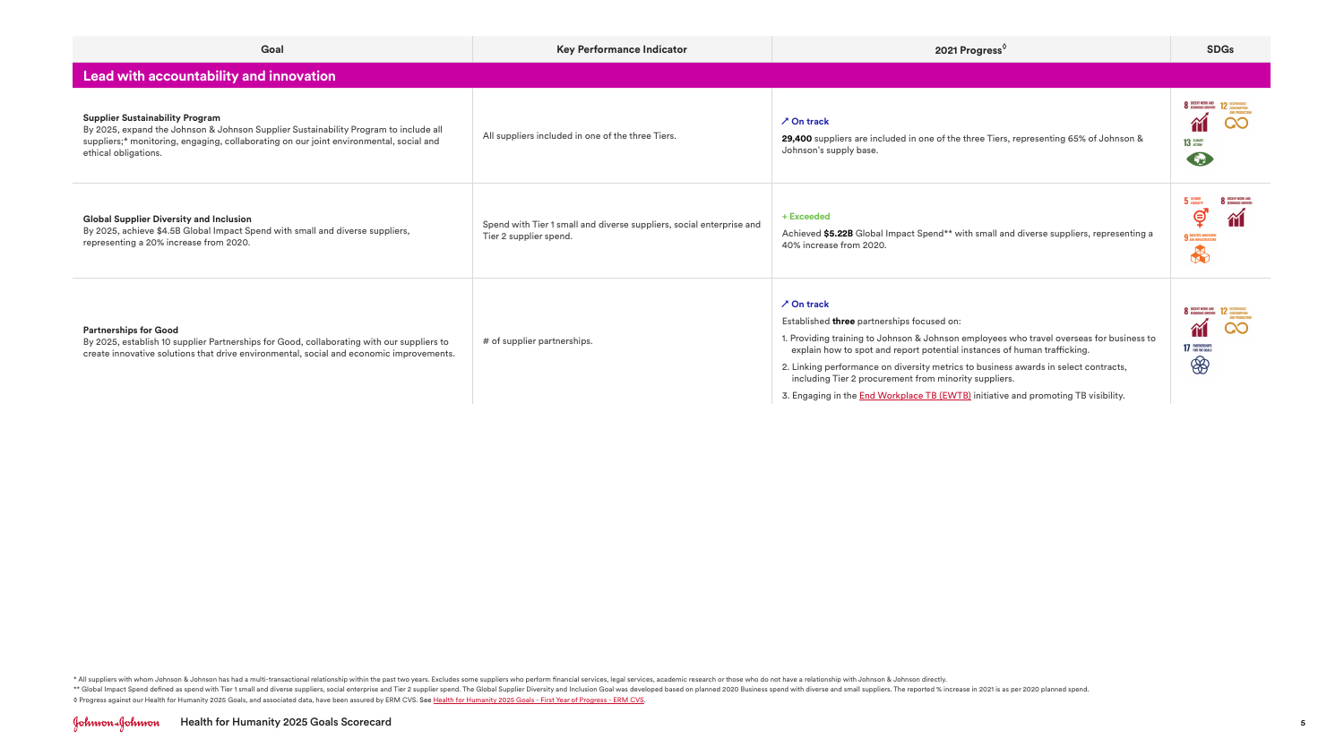| Goal | Key Performance Indicator | 2021 Progress◊ | SDGs |
|---|---|---|---|
| **Lead with accountability and innovation** | | | |
| **Supplier Sustainability Program**<br>By 2025, expand the Johnson & Johnson Supplier Sustainability Program to include all suppliers;* monitoring, engaging, collaborating on our joint environmental, social and ethical obligations. | All suppliers included in one of the three Tiers. | ↗ On track<br>**29,400** suppliers are included in one of the three Tiers, representing 65% of Johnson & Johnson's supply base. | 8 Decent Work and Economic Growth; 12 Responsible Consumption and Production; 13 Climate Action |
| **Global Supplier Diversity and Inclusion**<br>By 2025, achieve $4.5B Global Impact Spend with small and diverse suppliers, representing a 20% increase from 2020. | Spend with Tier 1 small and diverse suppliers, social enterprise and Tier 2 supplier spend. | + Exceeded<br>Achieved **$5.22B** Global Impact Spend** with small and diverse suppliers, representing a 40% increase from 2020. | 5 Gender Equality; 8 Decent Work and Economic Growth; 9 Industry, Innovation and Infrastructure |
| **Partnerships for Good**<br>By 2025, establish 10 supplier Partnerships for Good, collaborating with our suppliers to create innovative solutions that drive environmental, social and economic improvements. | # of supplier partnerships. | ↗ On track<br>Established **three** partnerships focused on:<br>1. Providing training to Johnson & Johnson employees who travel overseas for business to explain how to spot and report potential instances of human trafficking.<br>2. Linking performance on diversity metrics to business awards in select contracts, including Tier 2 procurement from minority suppliers.<br>3. Engaging in the End Workplace TB (EWTB) initiative and promoting TB visibility. | 8 Decent Work and Economic Growth; 12 Responsible Consumption and Production; 17 Partnerships for the Goals |

\* All suppliers with whom Johnson & Johnson has had a multi-transactional relationship within the past two years. Excludes some suppliers who perform financial services, legal services, academic research or those who do not have a relationship with Johnson & Johnson directly.

\*\* Global Impact Spend defined as spend with Tier 1 small and diverse suppliers, social enterprise and Tier 2 supplier spend. The Global Supplier Diversity and Inclusion Goal was developed based on planned 2020 Business spend with diverse and small suppliers. The reported % increase in 2021 is as per 2020 planned spend.

◊ Progress against our Health for Humanity 2025 Goals, and associated data, have been assured by ERM CVS. See Health for Humanity 2025 Goals - First Year of Progress - ERM CVS.